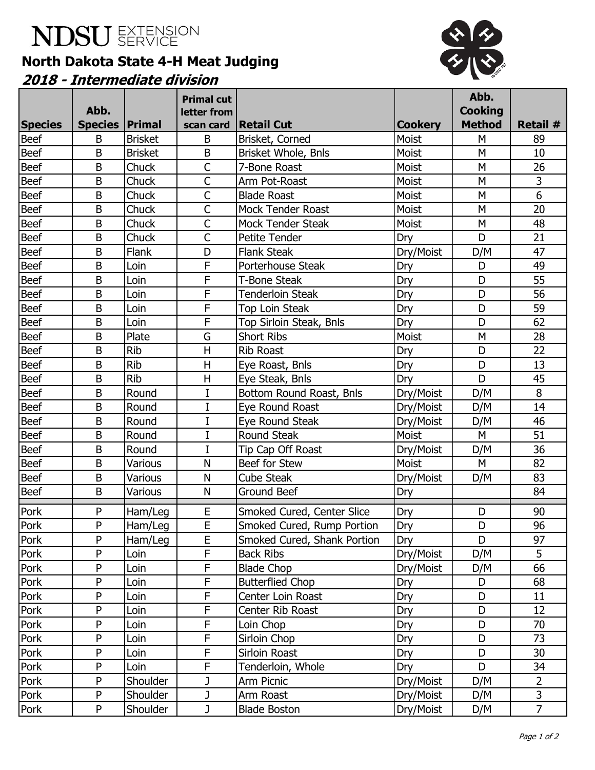NDSU EXTENSION SERVICE

# North Dakota State 4-H Meat Judging

## *2018 - Intermediate division*

| Species | Abb. Species | Primal | Primal cut letter from scan card | Retail Cut | Cookery | Abb. Cooking Method | Retail # |
|---|---|---|---|---|---|---|---|
| Beef | B | Brisket | B | Brisket, Corned | Moist | M | 89 |
| Beef | B | Brisket | B | Brisket Whole, Bnls | Moist | M | 10 |
| Beef | B | Chuck | C | 7-Bone Roast | Moist | M | 26 |
| Beef | B | Chuck | C | Arm Pot-Roast | Moist | M | 3 |
| Beef | B | Chuck | C | Blade Roast | Moist | M | 6 |
| Beef | B | Chuck | C | Mock Tender Roast | Moist | M | 20 |
| Beef | B | Chuck | C | Mock Tender Steak | Moist | M | 48 |
| Beef | B | Chuck | C | Petite Tender | Dry | D | 21 |
| Beef | B | Flank | D | Flank Steak | Dry/Moist | D/M | 47 |
| Beef | B | Loin | F | Porterhouse Steak | Dry | D | 49 |
| Beef | B | Loin | F | T-Bone Steak | Dry | D | 55 |
| Beef | B | Loin | F | Tenderloin Steak | Dry | D | 56 |
| Beef | B | Loin | F | Top Loin Steak | Dry | D | 59 |
| Beef | B | Loin | F | Top Sirloin Steak, Bnls | Dry | D | 62 |
| Beef | B | Plate | G | Short Ribs | Moist | M | 28 |
| Beef | B | Rib | H | Rib Roast | Dry | D | 22 |
| Beef | B | Rib | H | Eye Roast, Bnls | Dry | D | 13 |
| Beef | B | Rib | H | Eye Steak, Bnls | Dry | D | 45 |
| Beef | B | Round | I | Bottom Round Roast, Bnls | Dry/Moist | D/M | 8 |
| Beef | B | Round | I | Eye Round Roast | Dry/Moist | D/M | 14 |
| Beef | B | Round | I | Eye Round Steak | Dry/Moist | D/M | 46 |
| Beef | B | Round | I | Round Steak | Moist | M | 51 |
| Beef | B | Round | I | Tip Cap Off Roast | Dry/Moist | D/M | 36 |
| Beef | B | Various | N | Beef for Stew | Moist | M | 82 |
| Beef | B | Various | N | Cube Steak | Dry/Moist | D/M | 83 |
| Beef | B | Various | N | Ground Beef | Dry | | 84 |
| Pork | P | Ham/Leg | E | Smoked Cured, Center Slice | Dry | D | 90 |
| Pork | P | Ham/Leg | E | Smoked Cured, Rump Portion | Dry | D | 96 |
| Pork | P | Ham/Leg | E | Smoked Cured, Shank Portion | Dry | D | 97 |
| Pork | P | Loin | F | Back Ribs | Dry/Moist | D/M | 5 |
| Pork | P | Loin | F | Blade Chop | Dry/Moist | D/M | 66 |
| Pork | P | Loin | F | Butterflied Chop | Dry | D | 68 |
| Pork | P | Loin | F | Center Loin Roast | Dry | D | 11 |
| Pork | P | Loin | F | Center Rib Roast | Dry | D | 12 |
| Pork | P | Loin | F | Loin Chop | Dry | D | 70 |
| Pork | P | Loin | F | Sirloin Chop | Dry | D | 73 |
| Pork | P | Loin | F | Sirloin Roast | Dry | D | 30 |
| Pork | P | Loin | F | Tenderloin, Whole | Dry | D | 34 |
| Pork | P | Shoulder | J | Arm Picnic | Dry/Moist | D/M | 2 |
| Pork | P | Shoulder | J | Arm Roast | Dry/Moist | D/M | 3 |
| Pork | P | Shoulder | J | Blade Boston | Dry/Moist | D/M | 7 |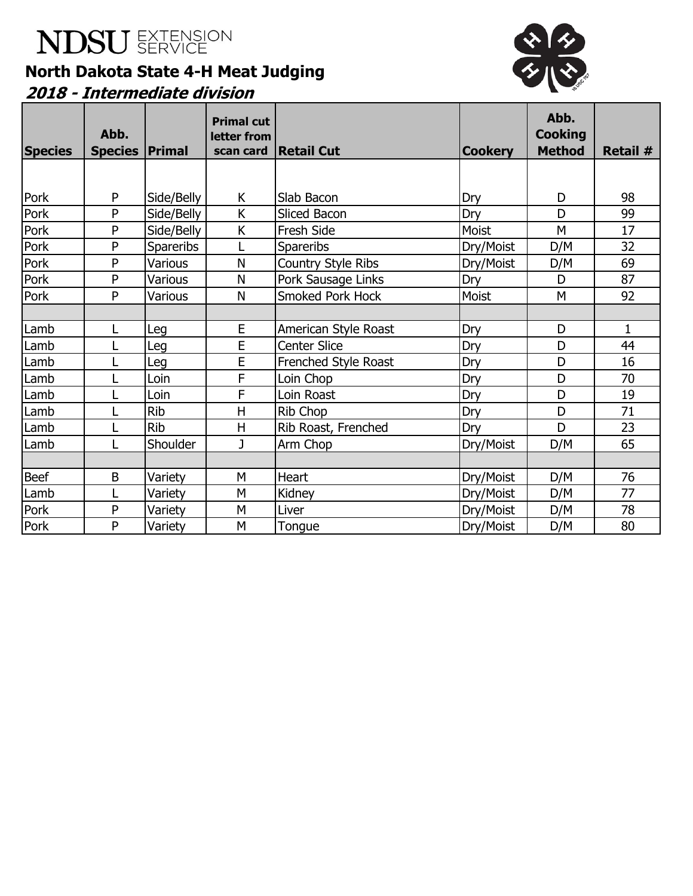NDSU EXTENSION SERVICE

## North Dakota State 4-H Meat Judging

### *2018 - Intermediate division*

| Species | Abb. Species | Primal | Primal cut letter from scan card | Retail Cut | Cookery | Abb. Cooking Method | Retail # |
|---|---|---|---|---|---|---|---|
| | | | | | | | |
| Pork | P | Side/Belly | K | Slab Bacon | Dry | D | 98 |
| Pork | P | Side/Belly | K | Sliced Bacon | Dry | D | 99 |
| Pork | P | Side/Belly | K | Fresh Side | Moist | M | 17 |
| Pork | P | Spareribs | L | Spareribs | Dry/Moist | D/M | 32 |
| Pork | P | Various | N | Country Style Ribs | Dry/Moist | D/M | 69 |
| Pork | P | Various | N | Pork Sausage Links | Dry | D | 87 |
| Pork | P | Various | N | Smoked Pork Hock | Moist | M | 92 |
| | | | | | | | |
| Lamb | L | Leg | E | American Style Roast | Dry | D | 1 |
| Lamb | L | Leg | E | Center Slice | Dry | D | 44 |
| Lamb | L | Leg | E | Frenched Style Roast | Dry | D | 16 |
| Lamb | L | Loin | F | Loin Chop | Dry | D | 70 |
| Lamb | L | Loin | F | Loin Roast | Dry | D | 19 |
| Lamb | L | Rib | H | Rib Chop | Dry | D | 71 |
| Lamb | L | Rib | H | Rib Roast, Frenched | Dry | D | 23 |
| Lamb | L | Shoulder | J | Arm Chop | Dry/Moist | D/M | 65 |
| | | | | | | | |
| Beef | B | Variety | M | Heart | Dry/Moist | D/M | 76 |
| Lamb | L | Variety | M | Kidney | Dry/Moist | D/M | 77 |
| Pork | P | Variety | M | Liver | Dry/Moist | D/M | 78 |
| Pork | P | Variety | M | Tongue | Dry/Moist | D/M | 80 |